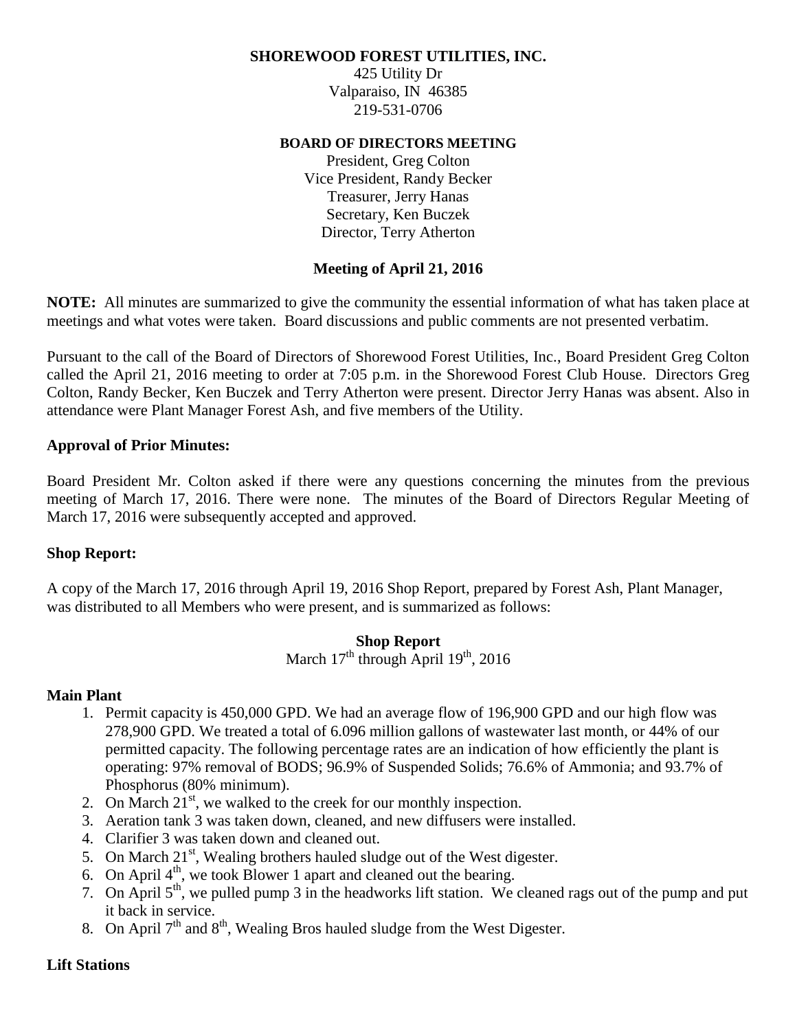**SHOREWOOD FOREST UTILITIES, INC.**
425 Utility Dr
Valparaiso, IN 46385
219-531-0706

**BOARD OF DIRECTORS MEETING**
President, Greg Colton
Vice President, Randy Becker
Treasurer, Jerry Hanas
Secretary, Ken Buczek
Director, Terry Atherton

**Meeting of April 21, 2016**

**NOTE:** All minutes are summarized to give the community the essential information of what has taken place at meetings and what votes were taken. Board discussions and public comments are not presented verbatim.

Pursuant to the call of the Board of Directors of Shorewood Forest Utilities, Inc., Board President Greg Colton called the April 21, 2016 meeting to order at 7:05 p.m. in the Shorewood Forest Club House. Directors Greg Colton, Randy Becker, Ken Buczek and Terry Atherton were present. Director Jerry Hanas was absent. Also in attendance were Plant Manager Forest Ash, and five members of the Utility.

**Approval of Prior Minutes:**

Board President Mr. Colton asked if there were any questions concerning the minutes from the previous meeting of March 17, 2016. There were none. The minutes of the Board of Directors Regular Meeting of March 17, 2016 were subsequently accepted and approved.

**Shop Report:**

A copy of the March 17, 2016 through April 19, 2016 Shop Report, prepared by Forest Ash, Plant Manager, was distributed to all Members who were present, and is summarized as follows:

**Shop Report**
March 17th through April 19th, 2016

**Main Plant**

1. Permit capacity is 450,000 GPD. We had an average flow of 196,900 GPD and our high flow was 278,900 GPD. We treated a total of 6.096 million gallons of wastewater last month, or 44% of our permitted capacity. The following percentage rates are an indication of how efficiently the plant is operating: 97% removal of BODS; 96.9% of Suspended Solids; 76.6% of Ammonia; and 93.7% of Phosphorus (80% minimum).
2. On March 21st, we walked to the creek for our monthly inspection.
3. Aeration tank 3 was taken down, cleaned, and new diffusers were installed.
4. Clarifier 3 was taken down and cleaned out.
5. On March 21st, Wealing brothers hauled sludge out of the West digester.
6. On April 4th, we took Blower 1 apart and cleaned out the bearing.
7. On April 5th, we pulled pump 3 in the headworks lift station. We cleaned rags out of the pump and put it back in service.
8. On April 7th and 8th, Wealing Bros hauled sludge from the West Digester.

**Lift Stations**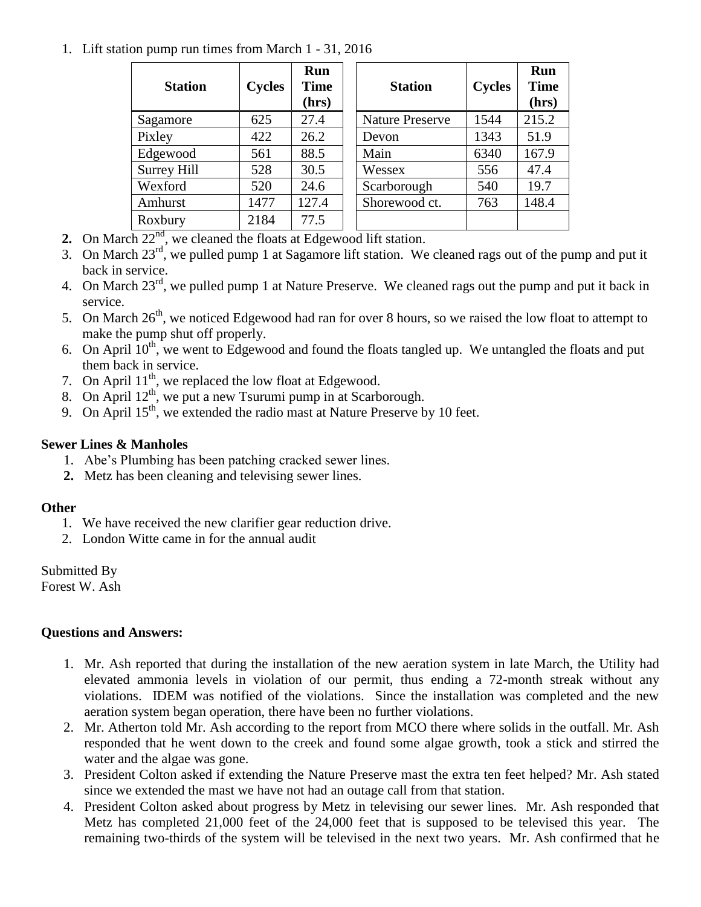1. Lift station pump run times from March 1 - 31, 2016

| Station | Cycles | Run Time (hrs) | Station | Cycles | Run Time (hrs) |
|---|---|---|---|---|---|
| Sagamore | 625 | 27.4 | Nature Preserve | 1544 | 215.2 |
| Pixley | 422 | 26.2 | Devon | 1343 | 51.9 |
| Edgewood | 561 | 88.5 | Main | 6340 | 167.9 |
| Surrey Hill | 528 | 30.5 | Wessex | 556 | 47.4 |
| Wexford | 520 | 24.6 | Scarborough | 540 | 19.7 |
| Amhurst | 1477 | 127.4 | Shorewood ct. | 763 | 148.4 |
| Roxbury | 2184 | 77.5 | | | |

2. On March 22nd, we cleaned the floats at Edgewood lift station.
3. On March 23rd, we pulled pump 1 at Sagamore lift station. We cleaned rags out of the pump and put it back in service.
4. On March 23rd, we pulled pump 1 at Nature Preserve. We cleaned rags out the pump and put it back in service.
5. On March 26th, we noticed Edgewood had ran for over 8 hours, so we raised the low float to attempt to make the pump shut off properly.
6. On April 10th, we went to Edgewood and found the floats tangled up. We untangled the floats and put them back in service.
7. On April 11th, we replaced the low float at Edgewood.
8. On April 12th, we put a new Tsurumi pump in at Scarborough.
9. On April 15th, we extended the radio mast at Nature Preserve by 10 feet.

**Sewer Lines & Manholes**

1. Abe's Plumbing has been patching cracked sewer lines.
2. Metz has been cleaning and televising sewer lines.

**Other**

1. We have received the new clarifier gear reduction drive.
2. London Witte came in for the annual audit

Submitted By
Forest W. Ash

**Questions and Answers:**

1. Mr. Ash reported that during the installation of the new aeration system in late March, the Utility had elevated ammonia levels in violation of our permit, thus ending a 72-month streak without any violations. IDEM was notified of the violations. Since the installation was completed and the new aeration system began operation, there have been no further violations.
2. Mr. Atherton told Mr. Ash according to the report from MCO there where solids in the outfall. Mr. Ash responded that he went down to the creek and found some algae growth, took a stick and stirred the water and the algae was gone.
3. President Colton asked if extending the Nature Preserve mast the extra ten feet helped? Mr. Ash stated since we extended the mast we have not had an outage call from that station.
4. President Colton asked about progress by Metz in televising our sewer lines. Mr. Ash responded that Metz has completed 21,000 feet of the 24,000 feet that is supposed to be televised this year. The remaining two-thirds of the system will be televised in the next two years. Mr. Ash confirmed that he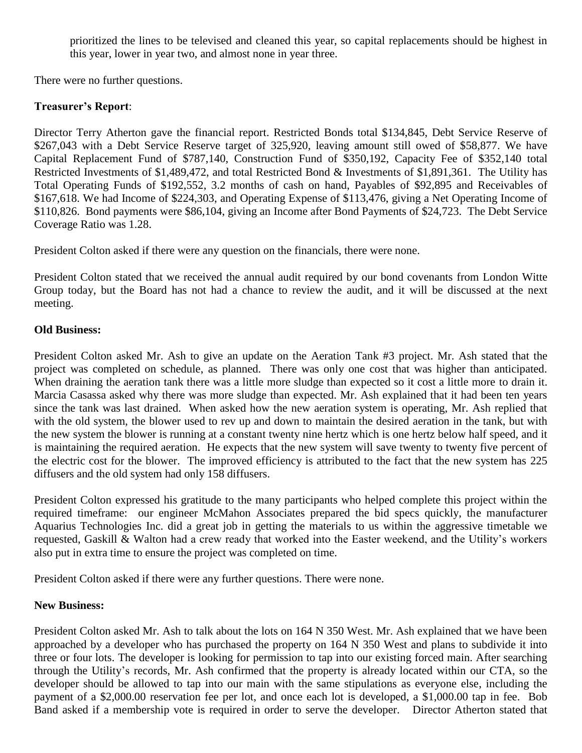prioritized the lines to be televised and cleaned this year, so capital replacements should be highest in this year, lower in year two, and almost none in year three.

There were no further questions.

**Treasurer's Report**:

Director Terry Atherton gave the financial report. Restricted Bonds total $134,845, Debt Service Reserve of $267,043 with a Debt Service Reserve target of 325,920, leaving amount still owed of $58,877. We have Capital Replacement Fund of $787,140, Construction Fund of $350,192, Capacity Fee of $352,140 total Restricted Investments of $1,489,472, and total Restricted Bond & Investments of $1,891,361. The Utility has Total Operating Funds of $192,552, 3.2 months of cash on hand, Payables of $92,895 and Receivables of $167,618. We had Income of $224,303, and Operating Expense of $113,476, giving a Net Operating Income of $110,826. Bond payments were $86,104, giving an Income after Bond Payments of $24,723. The Debt Service Coverage Ratio was 1.28.

President Colton asked if there were any question on the financials, there were none.

President Colton stated that we received the annual audit required by our bond covenants from London Witte Group today, but the Board has not had a chance to review the audit, and it will be discussed at the next meeting.

**Old Business:**

President Colton asked Mr. Ash to give an update on the Aeration Tank #3 project. Mr. Ash stated that the project was completed on schedule, as planned. There was only one cost that was higher than anticipated. When draining the aeration tank there was a little more sludge than expected so it cost a little more to drain it. Marcia Casassa asked why there was more sludge than expected. Mr. Ash explained that it had been ten years since the tank was last drained. When asked how the new aeration system is operating, Mr. Ash replied that with the old system, the blower used to rev up and down to maintain the desired aeration in the tank, but with the new system the blower is running at a constant twenty nine hertz which is one hertz below half speed, and it is maintaining the required aeration. He expects that the new system will save twenty to twenty five percent of the electric cost for the blower. The improved efficiency is attributed to the fact that the new system has 225 diffusers and the old system had only 158 diffusers.

President Colton expressed his gratitude to the many participants who helped complete this project within the required timeframe: our engineer McMahon Associates prepared the bid specs quickly, the manufacturer Aquarius Technologies Inc. did a great job in getting the materials to us within the aggressive timetable we requested, Gaskill & Walton had a crew ready that worked into the Easter weekend, and the Utility's workers also put in extra time to ensure the project was completed on time.

President Colton asked if there were any further questions. There were none.

**New Business:**

President Colton asked Mr. Ash to talk about the lots on 164 N 350 West. Mr. Ash explained that we have been approached by a developer who has purchased the property on 164 N 350 West and plans to subdivide it into three or four lots. The developer is looking for permission to tap into our existing forced main. After searching through the Utility's records, Mr. Ash confirmed that the property is already located within our CTA, so the developer should be allowed to tap into our main with the same stipulations as everyone else, including the payment of a $2,000.00 reservation fee per lot, and once each lot is developed, a $1,000.00 tap in fee. Bob Band asked if a membership vote is required in order to serve the developer. Director Atherton stated that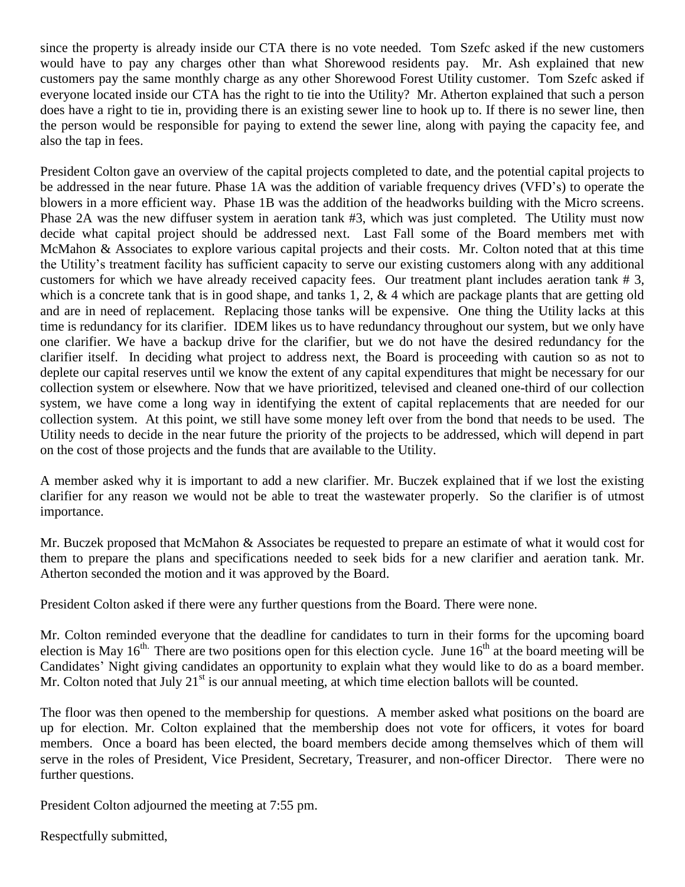since the property is already inside our CTA there is no vote needed. Tom Szefc asked if the new customers would have to pay any charges other than what Shorewood residents pay. Mr. Ash explained that new customers pay the same monthly charge as any other Shorewood Forest Utility customer. Tom Szefc asked if everyone located inside our CTA has the right to tie into the Utility? Mr. Atherton explained that such a person does have a right to tie in, providing there is an existing sewer line to hook up to. If there is no sewer line, then the person would be responsible for paying to extend the sewer line, along with paying the capacity fee, and also the tap in fees.

President Colton gave an overview of the capital projects completed to date, and the potential capital projects to be addressed in the near future. Phase 1A was the addition of variable frequency drives (VFD's) to operate the blowers in a more efficient way. Phase 1B was the addition of the headworks building with the Micro screens. Phase 2A was the new diffuser system in aeration tank #3, which was just completed. The Utility must now decide what capital project should be addressed next. Last Fall some of the Board members met with McMahon & Associates to explore various capital projects and their costs. Mr. Colton noted that at this time the Utility's treatment facility has sufficient capacity to serve our existing customers along with any additional customers for which we have already received capacity fees. Our treatment plant includes aeration tank # 3, which is a concrete tank that is in good shape, and tanks 1, 2, & 4 which are package plants that are getting old and are in need of replacement. Replacing those tanks will be expensive. One thing the Utility lacks at this time is redundancy for its clarifier. IDEM likes us to have redundancy throughout our system, but we only have one clarifier. We have a backup drive for the clarifier, but we do not have the desired redundancy for the clarifier itself. In deciding what project to address next, the Board is proceeding with caution so as not to deplete our capital reserves until we know the extent of any capital expenditures that might be necessary for our collection system or elsewhere. Now that we have prioritized, televised and cleaned one-third of our collection system, we have come a long way in identifying the extent of capital replacements that are needed for our collection system. At this point, we still have some money left over from the bond that needs to be used. The Utility needs to decide in the near future the priority of the projects to be addressed, which will depend in part on the cost of those projects and the funds that are available to the Utility.

A member asked why it is important to add a new clarifier. Mr. Buczek explained that if we lost the existing clarifier for any reason we would not be able to treat the wastewater properly. So the clarifier is of utmost importance.

Mr. Buczek proposed that McMahon & Associates be requested to prepare an estimate of what it would cost for them to prepare the plans and specifications needed to seek bids for a new clarifier and aeration tank. Mr. Atherton seconded the motion and it was approved by the Board.

President Colton asked if there were any further questions from the Board. There were none.

Mr. Colton reminded everyone that the deadline for candidates to turn in their forms for the upcoming board election is May 16th. There are two positions open for this election cycle. June 16th at the board meeting will be Candidates' Night giving candidates an opportunity to explain what they would like to do as a board member. Mr. Colton noted that July 21st is our annual meeting, at which time election ballots will be counted.

The floor was then opened to the membership for questions. A member asked what positions on the board are up for election. Mr. Colton explained that the membership does not vote for officers, it votes for board members. Once a board has been elected, the board members decide among themselves which of them will serve in the roles of President, Vice President, Secretary, Treasurer, and non-officer Director. There were no further questions.

President Colton adjourned the meeting at 7:55 pm.

Respectfully submitted,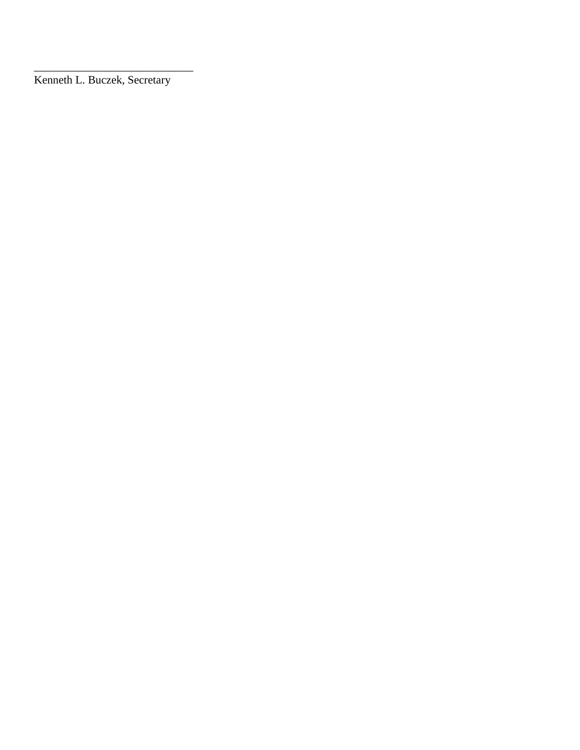_____________________________
Kenneth L. Buczek, Secretary